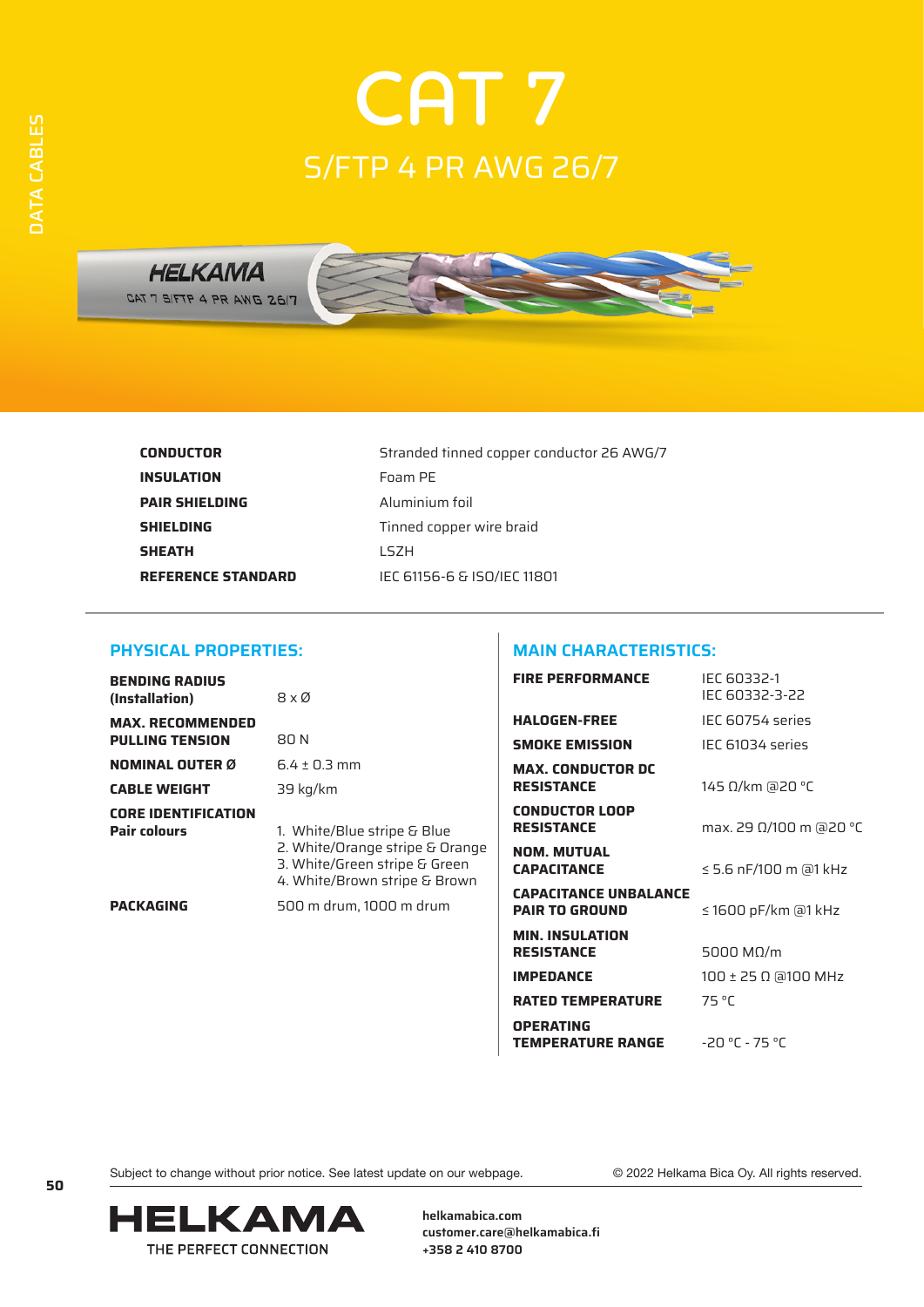# CAT 7

## S/FTP 4 PR AWG 26/7

| | |
|---|---|
| **CONDUCTOR** | Stranded tinned copper conductor 26 AWG/7 |
| **INSULATION** | Foam PE |
| **PAIR SHIELDING** | Aluminium foil |
| **SHIELDING** | Tinned copper wire braid |
| **SHEATH** | LSZH |
| **REFERENCE STANDARD** | IEC 61156-6 & ISO/IEC 11801 |

## PHYSICAL PROPERTIES:

| | |
|---|---|
| **BENDING RADIUS (Installation)** | 8 x Ø |
| **MAX. RECOMMENDED PULLING TENSION** | 80 N |
| **NOMINAL OUTER Ø** | 6.4 ± 0.3 mm |
| **CABLE WEIGHT** | 39 kg/km |
| **CORE IDENTIFICATION Pair colours** | 1. White/Blue stripe & Blue<br>2. White/Orange stripe & Orange<br>3. White/Green stripe & Green<br>4. White/Brown stripe & Brown |
| **PACKAGING** | 500 m drum, 1000 m drum |

## MAIN CHARACTERISTICS:

| | |
|---|---|
| **FIRE PERFORMANCE** | IEC 60332-1<br>IEC 60332-3-22 |
| **HALOGEN-FREE** | IEC 60754 series |
| **SMOKE EMISSION** | IEC 61034 series |
| **MAX. CONDUCTOR DC RESISTANCE** | 145 Ω/km @20 °C |
| **CONDUCTOR LOOP RESISTANCE** | max. 29 Ω/100 m @20 °C |
| **NOM. MUTUAL CAPACITANCE** | ≤ 5.6 nF/100 m @1 kHz |
| **CAPACITANCE UNBALANCE PAIR TO GROUND** | ≤ 1600 pF/km @1 kHz |
| **MIN. INSULATION RESISTANCE** | 5000 MΩ/m |
| **IMPEDANCE** | 100 ± 25 Ω @100 MHz |
| **RATED TEMPERATURE** | 75 °C |
| **OPERATING TEMPERATURE RANGE** | -20 °C - 75 °C |

Subject to change without prior notice. See latest update on our webpage.

© 2022 Helkama Bica Oy. All rights reserved.

HELKAMA
THE PERFECT CONNECTION

**helkamabica.com**
**customer.care@helkamabica.fi**
**+358 2 410 8700**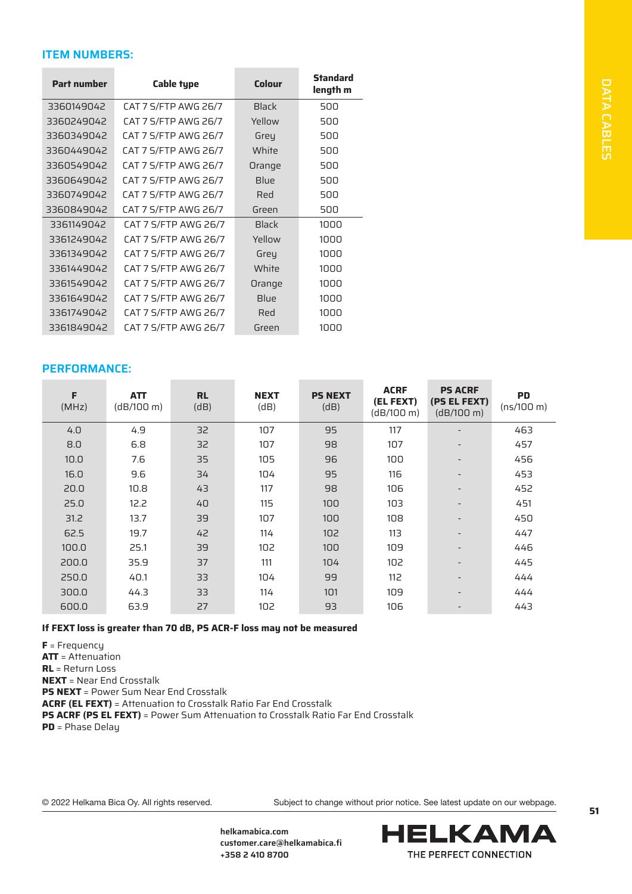## ITEM NUMBERS:

| Part number | Cable type | Colour | Standard length m |
|---|---|---|---|
| 3360149042 | CAT 7 S/FTP AWG 26/7 | Black | 500 |
| 3360249042 | CAT 7 S/FTP AWG 26/7 | Yellow | 500 |
| 3360349042 | CAT 7 S/FTP AWG 26/7 | Grey | 500 |
| 3360449042 | CAT 7 S/FTP AWG 26/7 | White | 500 |
| 3360549042 | CAT 7 S/FTP AWG 26/7 | Orange | 500 |
| 3360649042 | CAT 7 S/FTP AWG 26/7 | Blue | 500 |
| 3360749042 | CAT 7 S/FTP AWG 26/7 | Red | 500 |
| 3360849042 | CAT 7 S/FTP AWG 26/7 | Green | 500 |
| 3361149042 | CAT 7 S/FTP AWG 26/7 | Black | 1000 |
| 3361249042 | CAT 7 S/FTP AWG 26/7 | Yellow | 1000 |
| 3361349042 | CAT 7 S/FTP AWG 26/7 | Grey | 1000 |
| 3361449042 | CAT 7 S/FTP AWG 26/7 | White | 1000 |
| 3361549042 | CAT 7 S/FTP AWG 26/7 | Orange | 1000 |
| 3361649042 | CAT 7 S/FTP AWG 26/7 | Blue | 1000 |
| 3361749042 | CAT 7 S/FTP AWG 26/7 | Red | 1000 |
| 3361849042 | CAT 7 S/FTP AWG 26/7 | Green | 1000 |

## PERFORMANCE:

| F (MHz) | ATT (dB/100 m) | RL (dB) | NEXT (dB) | PS NEXT (dB) | ACRF (EL FEXT) (dB/100 m) | PS ACRF (PS EL FEXT) (dB/100 m) | PD (ns/100 m) |
|---|---|---|---|---|---|---|---|
| 4.0 | 4.9 | 32 | 107 | 95 | 117 | - | 463 |
| 8.0 | 6.8 | 32 | 107 | 98 | 107 | - | 457 |
| 10.0 | 7.6 | 35 | 105 | 96 | 100 | - | 456 |
| 16.0 | 9.6 | 34 | 104 | 95 | 116 | - | 453 |
| 20.0 | 10.8 | 43 | 117 | 98 | 106 | - | 452 |
| 25.0 | 12.2 | 40 | 115 | 100 | 103 | - | 451 |
| 31.2 | 13.7 | 39 | 107 | 100 | 108 | - | 450 |
| 62.5 | 19.7 | 42 | 114 | 102 | 113 | - | 447 |
| 100.0 | 25.1 | 39 | 102 | 100 | 109 | - | 446 |
| 200.0 | 35.9 | 37 | 111 | 104 | 102 | - | 445 |
| 250.0 | 40.1 | 33 | 104 | 99 | 112 | - | 444 |
| 300.0 | 44.3 | 33 | 114 | 101 | 109 | - | 444 |
| 600.0 | 63.9 | 27 | 102 | 93 | 106 | - | 443 |

**If FEXT loss is greater than 70 dB, PS ACR-F loss may not be measured**

**F** = Frequency
**ATT** = Attenuation
**RL** = Return Loss
**NEXT** = Near End Crosstalk
**PS NEXT** = Power Sum Near End Crosstalk
**ACRF (EL FEXT)** = Attenuation to Crosstalk Ratio Far End Crosstalk
**PS ACRF (PS EL FEXT)** = Power Sum Attenuation to Crosstalk Ratio Far End Crosstalk
**PD** = Phase Delay

© 2022 Helkama Bica Oy. All rights reserved.

Subject to change without prior notice. See latest update on our webpage.

helkamabica.com
customer.care@helkamabica.fi
+358 2 410 8700

HELKAMA
THE PERFECT CONNECTION